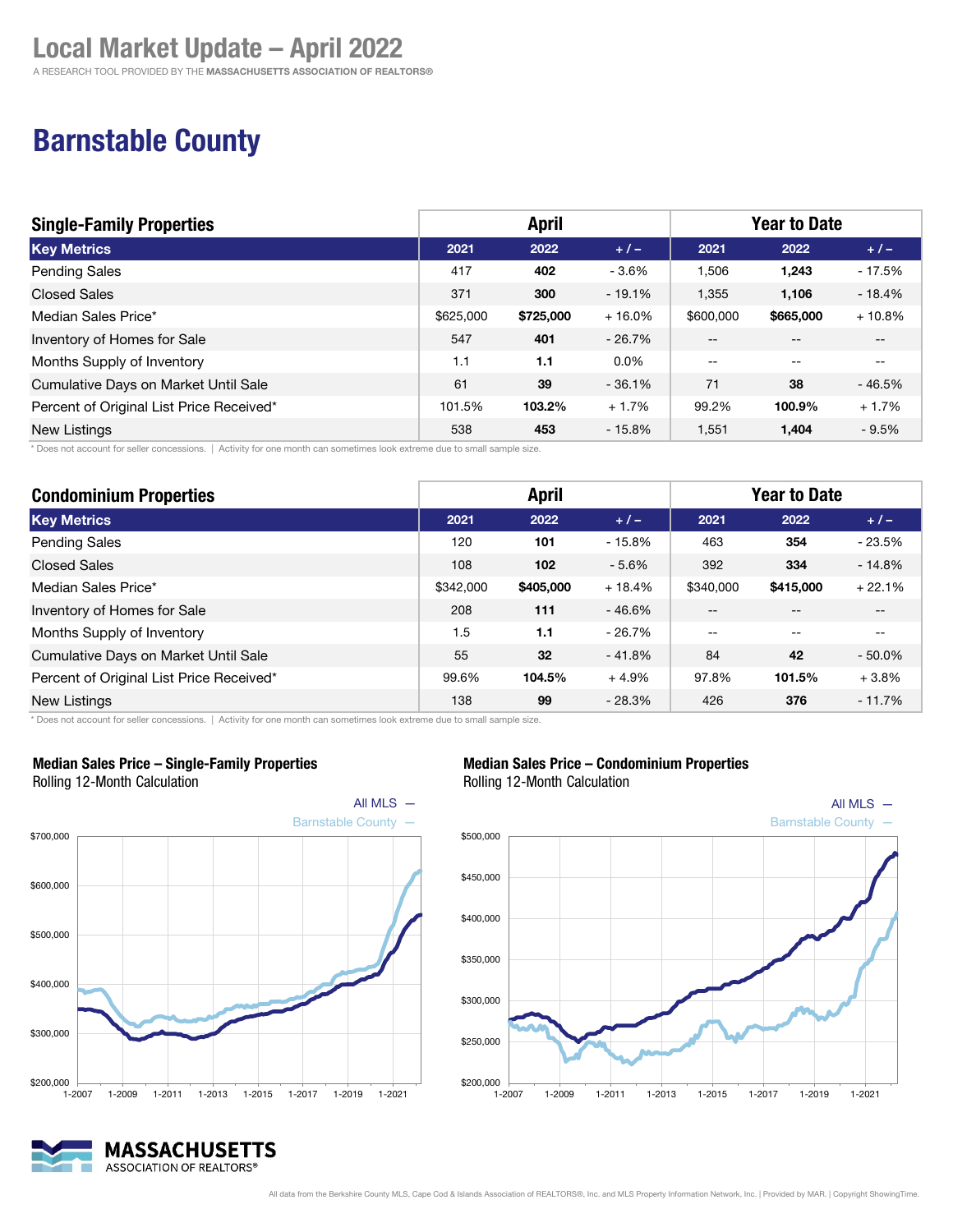# Local Market Update – April 2022

A RESEARCH TOOL PROVIDED BY THE **MASSACHUSETTS ASSOCIATION OF REALTORS®**

## Barnstable County

| Single-Family Properties | April | | | Year to Date | | |
|---|---|---|---|---|---|---|
| **Key Metrics** | **2021** | **2022** | **+ / –** | **2021** | **2022** | **+ / –** |
| Pending Sales | 417 | **402** | - 3.6% | 1,506 | **1,243** | - 17.5% |
| Closed Sales | 371 | **300** | - 19.1% | 1,355 | **1,106** | - 18.4% |
| Median Sales Price* | $625,000 | **$725,000** | + 16.0% | $600,000 | **$665,000** | + 10.8% |
| Inventory of Homes for Sale | 547 | **401** | - 26.7% | -- | -- | -- |
| Months Supply of Inventory | 1.1 | **1.1** | 0.0% | -- | -- | -- |
| Cumulative Days on Market Until Sale | 61 | **39** | - 36.1% | 71 | **38** | - 46.5% |
| Percent of Original List Price Received* | 101.5% | **103.2%** | + 1.7% | 99.2% | **100.9%** | + 1.7% |
| New Listings | 538 | **453** | - 15.8% | 1,551 | **1,404** | - 9.5% |

* Does not account for seller concessions. | Activity for one month can sometimes look extreme due to small sample size.

| Condominium Properties | April | | | Year to Date | | |
|---|---|---|---|---|---|---|
| **Key Metrics** | **2021** | **2022** | **+ / –** | **2021** | **2022** | **+ / –** |
| Pending Sales | 120 | **101** | - 15.8% | 463 | **354** | - 23.5% |
| Closed Sales | 108 | **102** | - 5.6% | 392 | **334** | - 14.8% |
| Median Sales Price* | $342,000 | **$405,000** | + 18.4% | $340,000 | **$415,000** | + 22.1% |
| Inventory of Homes for Sale | 208 | **111** | - 46.6% | -- | -- | -- |
| Months Supply of Inventory | 1.5 | **1.1** | - 26.7% | -- | -- | -- |
| Cumulative Days on Market Until Sale | 55 | **32** | - 41.8% | 84 | **42** | - 50.0% |
| Percent of Original List Price Received* | 99.6% | **104.5%** | + 4.9% | 97.8% | **101.5%** | + 3.8% |
| New Listings | 138 | **99** | - 28.3% | 426 | **376** | - 11.7% |

* Does not account for seller concessions. | Activity for one month can sometimes look extreme due to small sample size.

### Median Sales Price – Single-Family Properties
Rolling 12-Month Calculation

All MLS —
Barnstable County —

$700,000
$600,000
$500,000
$400,000
$300,000
$200,000

1-2007 1-2009 1-2011 1-2013 1-2015 1-2017 1-2019 1-2021

### Median Sales Price – Condominium Properties
Rolling 12-Month Calculation

All MLS —
Barnstable County —

$500,000
$450,000
$400,000
$350,000
$300,000
$250,000
$200,000

1-2007 1-2009 1-2011 1-2013 1-2015 1-2017 1-2019 1-2021

MASSACHUSETTS ASSOCIATION OF REALTORS®

All data from the Berkshire County MLS, Cape Cod & Islands Association of REALTORS®, Inc. and MLS Property Information Network, Inc. | Provided by MAR. | Copyright ShowingTime.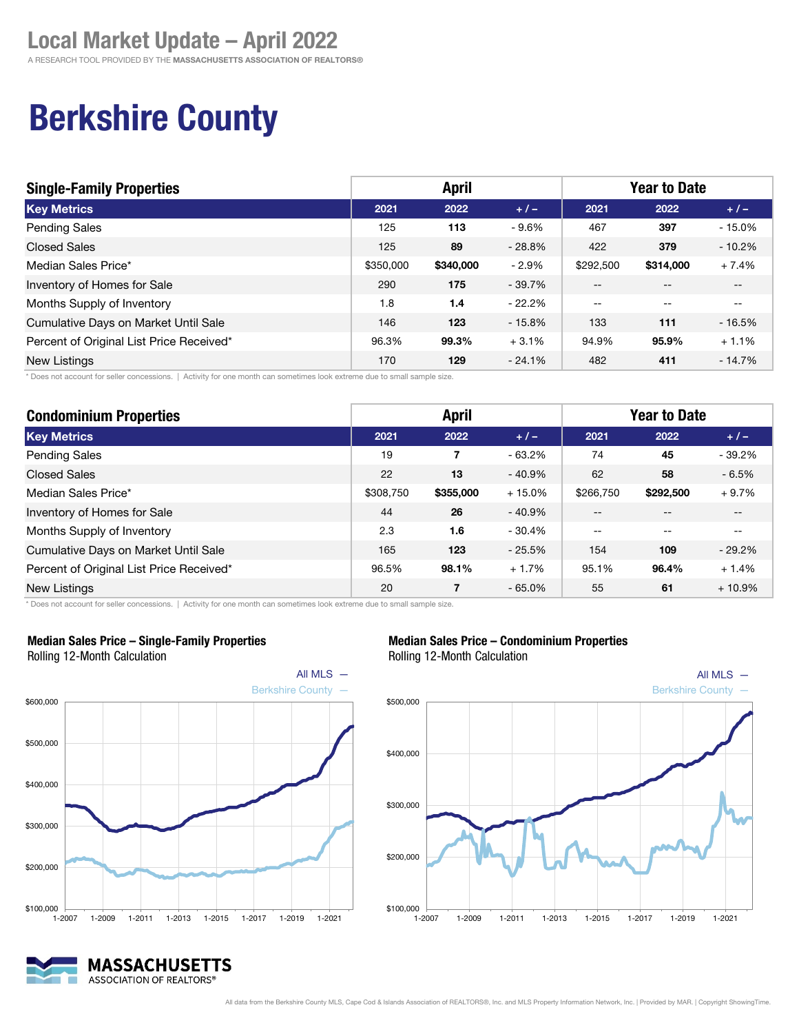# Local Market Update – April 2022

A RESEARCH TOOL PROVIDED BY THE **MASSACHUSETTS ASSOCIATION OF REALTORS®**

# Berkshire County

| Single-Family Properties | April | | | Year to Date | | |
|---|---|---|---|---|---|---|
| **Key Metrics** | **2021** | **2022** | **+ / –** | **2021** | **2022** | **+ / –** |
| Pending Sales | 125 | **113** | - 9.6% | 467 | **397** | - 15.0% |
| Closed Sales | 125 | **89** | - 28.8% | 422 | **379** | - 10.2% |
| Median Sales Price* | $350,000 | **$340,000** | - 2.9% | $292,500 | **$314,000** | + 7.4% |
| Inventory of Homes for Sale | 290 | **175** | - 39.7% | -- | -- | -- |
| Months Supply of Inventory | 1.8 | **1.4** | - 22.2% | -- | -- | -- |
| Cumulative Days on Market Until Sale | 146 | **123** | - 15.8% | 133 | **111** | - 16.5% |
| Percent of Original List Price Received* | 96.3% | **99.3%** | + 3.1% | 94.9% | **95.9%** | + 1.1% |
| New Listings | 170 | **129** | - 24.1% | 482 | **411** | - 14.7% |

\* Does not account for seller concessions. | Activity for one month can sometimes look extreme due to small sample size.

| Condominium Properties | April | | | Year to Date | | |
|---|---|---|---|---|---|---|
| **Key Metrics** | **2021** | **2022** | **+ / –** | **2021** | **2022** | **+ / –** |
| Pending Sales | 19 | **7** | - 63.2% | 74 | **45** | - 39.2% |
| Closed Sales | 22 | **13** | - 40.9% | 62 | **58** | - 6.5% |
| Median Sales Price* | $308,750 | **$355,000** | + 15.0% | $266,750 | **$292,500** | + 9.7% |
| Inventory of Homes for Sale | 44 | **26** | - 40.9% | -- | -- | -- |
| Months Supply of Inventory | 2.3 | **1.6** | - 30.4% | -- | -- | -- |
| Cumulative Days on Market Until Sale | 165 | **123** | - 25.5% | 154 | **109** | - 29.2% |
| Percent of Original List Price Received* | 96.5% | **98.1%** | + 1.7% | 95.1% | **96.4%** | + 1.4% |
| New Listings | 20 | **7** | - 65.0% | 55 | **61** | + 10.9% |

\* Does not account for seller concessions. | Activity for one month can sometimes look extreme due to small sample size.

**Median Sales Price – Single-Family Properties**
Rolling 12-Month Calculation

All MLS —
Berkshire County —

$600,000
$500,000
$400,000
$300,000
$200,000
$100,000
1-2007 1-2009 1-2011 1-2013 1-2015 1-2017 1-2019 1-2021

**Median Sales Price – Condominium Properties**
Rolling 12-Month Calculation

All MLS —
Berkshire County —

$500,000
$400,000
$300,000
$200,000
$100,000
1-2007 1-2009 1-2011 1-2013 1-2015 1-2017 1-2019 1-2021

All data from the Berkshire County MLS, Cape Cod & Islands Association of REALTORS®, Inc. and MLS Property Information Network, Inc. | Provided by MAR. | Copyright ShowingTime.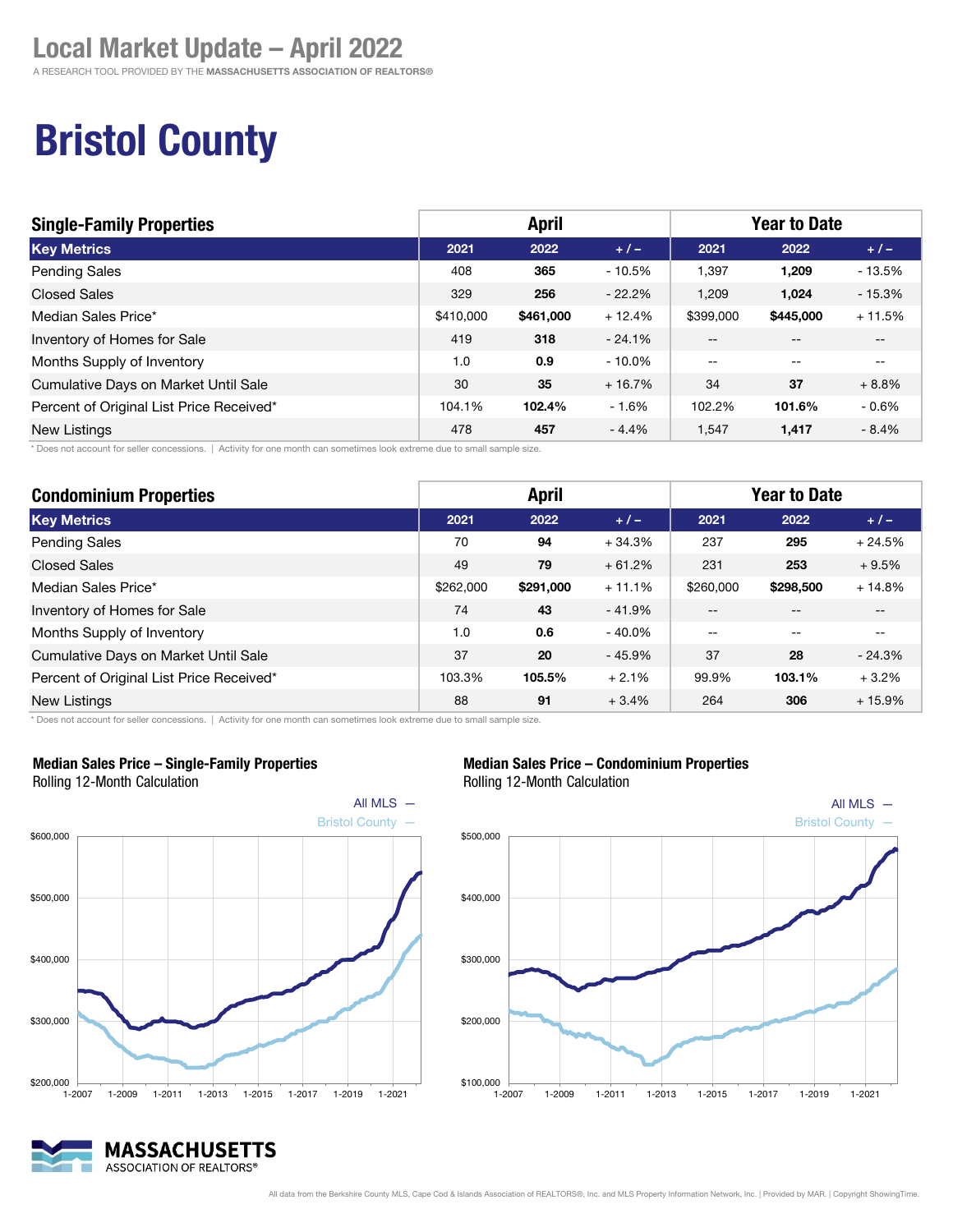# Local Market Update – April 2022

A RESEARCH TOOL PROVIDED BY THE **MASSACHUSETTS ASSOCIATION OF REALTORS®**

# Bristol County

| Single-Family Properties | April | | | Year to Date | | |
|---|---|---|---|---|---|---|
| **Key Metrics** | **2021** | **2022** | **+ / –** | **2021** | **2022** | **+ / –** |
| Pending Sales | 408 | **365** | - 10.5% | 1,397 | **1,209** | - 13.5% |
| Closed Sales | 329 | **256** | - 22.2% | 1,209 | **1,024** | - 15.3% |
| Median Sales Price* | $410,000 | **$461,000** | + 12.4% | $399,000 | **$445,000** | + 11.5% |
| Inventory of Homes for Sale | 419 | **318** | - 24.1% | -- | -- | -- |
| Months Supply of Inventory | 1.0 | **0.9** | - 10.0% | -- | -- | -- |
| Cumulative Days on Market Until Sale | 30 | **35** | + 16.7% | 34 | **37** | + 8.8% |
| Percent of Original List Price Received* | 104.1% | **102.4%** | - 1.6% | 102.2% | **101.6%** | - 0.6% |
| New Listings | 478 | **457** | - 4.4% | 1,547 | **1,417** | - 8.4% |

* Does not account for seller concessions. | Activity for one month can sometimes look extreme due to small sample size.

| Condominium Properties | April | | | Year to Date | | |
|---|---|---|---|---|---|---|
| **Key Metrics** | **2021** | **2022** | **+ / –** | **2021** | **2022** | **+ / –** |
| Pending Sales | 70 | **94** | + 34.3% | 237 | **295** | + 24.5% |
| Closed Sales | 49 | **79** | + 61.2% | 231 | **253** | + 9.5% |
| Median Sales Price* | $262,000 | **$291,000** | + 11.1% | $260,000 | **$298,500** | + 14.8% |
| Inventory of Homes for Sale | 74 | **43** | - 41.9% | -- | -- | -- |
| Months Supply of Inventory | 1.0 | **0.6** | - 40.0% | -- | -- | -- |
| Cumulative Days on Market Until Sale | 37 | **20** | - 45.9% | 37 | **28** | - 24.3% |
| Percent of Original List Price Received* | 103.3% | **105.5%** | + 2.1% | 99.9% | **103.1%** | + 3.2% |
| New Listings | 88 | **91** | + 3.4% | 264 | **306** | + 15.9% |

* Does not account for seller concessions. | Activity for one month can sometimes look extreme due to small sample size.

**Median Sales Price – Single-Family Properties**
Rolling 12-Month Calculation

All MLS —
Bristol County —

$600,000
$500,000
$400,000
$300,000
$200,000

1-2007 1-2009 1-2011 1-2013 1-2015 1-2017 1-2019 1-2021

**Median Sales Price – Condominium Properties**
Rolling 12-Month Calculation

All MLS —
Bristol County —

$500,000
$400,000
$300,000
$200,000
$100,000

1-2007 1-2009 1-2011 1-2013 1-2015 1-2017 1-2019 1-2021

MASSACHUSETTS ASSOCIATION OF REALTORS®

All data from the Berkshire County MLS, Cape Cod & Islands Association of REALTORS®, Inc. and MLS Property Information Network, Inc. | Provided by MAR. | Copyright ShowingTime.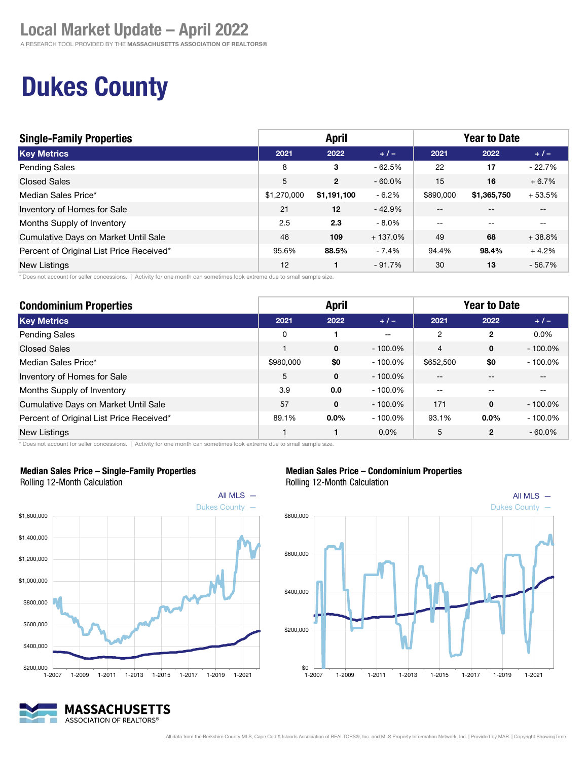# Local Market Update – April 2022

A RESEARCH TOOL PROVIDED BY THE **MASSACHUSETTS ASSOCIATION OF REALTORS®**

# Dukes County

| Single-Family Properties | April | | | Year to Date | | |
|---|---|---|---|---|---|---|
| **Key Metrics** | **2021** | **2022** | **+ / –** | **2021** | **2022** | **+ / –** |
| Pending Sales | 8 | **3** | - 62.5% | 22 | **17** | - 22.7% |
| Closed Sales | 5 | **2** | - 60.0% | 15 | **16** | + 6.7% |
| Median Sales Price* | $1,270,000 | **$1,191,100** | - 6.2% | $890,000 | **$1,365,750** | + 53.5% |
| Inventory of Homes for Sale | 21 | **12** | - 42.9% | -- | -- | -- |
| Months Supply of Inventory | 2.5 | **2.3** | - 8.0% | -- | -- | -- |
| Cumulative Days on Market Until Sale | 46 | **109** | + 137.0% | 49 | **68** | + 38.8% |
| Percent of Original List Price Received* | 95.6% | **88.5%** | - 7.4% | 94.4% | **98.4%** | + 4.2% |
| New Listings | 12 | **1** | - 91.7% | 30 | **13** | - 56.7% |

\* Does not account for seller concessions. | Activity for one month can sometimes look extreme due to small sample size.

| Condominium Properties | April | | | Year to Date | | |
|---|---|---|---|---|---|---|
| **Key Metrics** | **2021** | **2022** | **+ / –** | **2021** | **2022** | **+ / –** |
| Pending Sales | 0 | **1** | -- | 2 | **2** | 0.0% |
| Closed Sales | 1 | **0** | - 100.0% | 4 | **0** | - 100.0% |
| Median Sales Price* | $980,000 | **$0** | - 100.0% | $652,500 | **$0** | - 100.0% |
| Inventory of Homes for Sale | 5 | **0** | - 100.0% | -- | -- | -- |
| Months Supply of Inventory | 3.9 | **0.0** | - 100.0% | -- | -- | -- |
| Cumulative Days on Market Until Sale | 57 | **0** | - 100.0% | 171 | **0** | - 100.0% |
| Percent of Original List Price Received* | 89.1% | **0.0%** | - 100.0% | 93.1% | **0.0%** | - 100.0% |
| New Listings | 1 | **1** | 0.0% | 5 | **2** | - 60.0% |

\* Does not account for seller concessions. | Activity for one month can sometimes look extreme due to small sample size.

**Median Sales Price – Single-Family Properties**
Rolling 12-Month Calculation

All MLS —
Dukes County —

$1,600,000
$1,400,000
$1,200,000
$1,000,000
$800,000
$600,000
$400,000
$200,000

1-2007 1-2009 1-2011 1-2013 1-2015 1-2017 1-2019 1-2021

**Median Sales Price – Condominium Properties**
Rolling 12-Month Calculation

All MLS —
Dukes County —

$800,000
$600,000
$400,000
$200,000
$0

1-2007 1-2009 1-2011 1-2013 1-2015 1-2017 1-2019 1-2021

MASSACHUSETTS ASSOCIATION OF REALTORS®

All data from the Berkshire County MLS, Cape Cod & Islands Association of REALTORS®, Inc. and MLS Property Information Network, Inc. | Provided by MAR. | Copyright ShowingTime.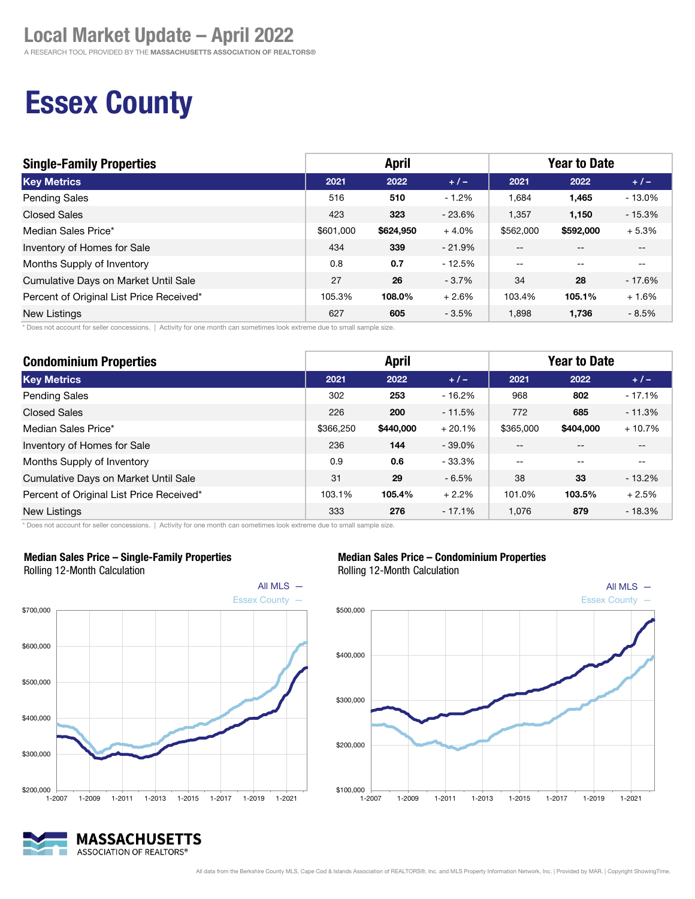# Local Market Update – April 2022

A RESEARCH TOOL PROVIDED BY THE **MASSACHUSETTS ASSOCIATION OF REALTORS®**

# Essex County

| Single-Family Properties | April | | | Year to Date | | |
|---|---|---|---|---|---|---|
| **Key Metrics** | **2021** | **2022** | **+ / –** | **2021** | **2022** | **+ / –** |
| Pending Sales | 516 | **510** | - 1.2% | 1,684 | **1,465** | - 13.0% |
| Closed Sales | 423 | **323** | - 23.6% | 1,357 | **1,150** | - 15.3% |
| Median Sales Price* | $601,000 | **$624,950** | + 4.0% | $562,000 | **$592,000** | + 5.3% |
| Inventory of Homes for Sale | 434 | **339** | - 21.9% | -- | -- | -- |
| Months Supply of Inventory | 0.8 | **0.7** | - 12.5% | -- | -- | -- |
| Cumulative Days on Market Until Sale | 27 | **26** | - 3.7% | 34 | **28** | - 17.6% |
| Percent of Original List Price Received* | 105.3% | **108.0%** | + 2.6% | 103.4% | **105.1%** | + 1.6% |
| New Listings | 627 | **605** | - 3.5% | 1,898 | **1,736** | - 8.5% |

* Does not account for seller concessions. | Activity for one month can sometimes look extreme due to small sample size.

| Condominium Properties | April | | | Year to Date | | |
|---|---|---|---|---|---|---|
| **Key Metrics** | **2021** | **2022** | **+ / –** | **2021** | **2022** | **+ / –** |
| Pending Sales | 302 | **253** | - 16.2% | 968 | **802** | - 17.1% |
| Closed Sales | 226 | **200** | - 11.5% | 772 | **685** | - 11.3% |
| Median Sales Price* | $366,250 | **$440,000** | + 20.1% | $365,000 | **$404,000** | + 10.7% |
| Inventory of Homes for Sale | 236 | **144** | - 39.0% | -- | -- | -- |
| Months Supply of Inventory | 0.9 | **0.6** | - 33.3% | -- | -- | -- |
| Cumulative Days on Market Until Sale | 31 | **29** | - 6.5% | 38 | **33** | - 13.2% |
| Percent of Original List Price Received* | 103.1% | **105.4%** | + 2.2% | 101.0% | **103.5%** | + 2.5% |
| New Listings | 333 | **276** | - 17.1% | 1,076 | **879** | - 18.3% |

* Does not account for seller concessions. | Activity for one month can sometimes look extreme due to small sample size.

**Median Sales Price – Single-Family Properties**
Rolling 12-Month Calculation

All MLS —
Essex County —

$700,000
$600,000
$500,000
$400,000
$300,000
$200,000

1-2007 1-2009 1-2011 1-2013 1-2015 1-2017 1-2019 1-2021

**Median Sales Price – Condominium Properties**
Rolling 12-Month Calculation

All MLS —
Essex County —

$500,000
$400,000
$300,000
$200,000
$100,000

1-2007 1-2009 1-2011 1-2013 1-2015 1-2017 1-2019 1-2021

MASSACHUSETTS ASSOCIATION OF REALTORS®

All data from the Berkshire County MLS, Cape Cod & Islands Association of REALTORS®, Inc. and MLS Property Information Network, Inc. | Provided by MAR. | Copyright ShowingTime.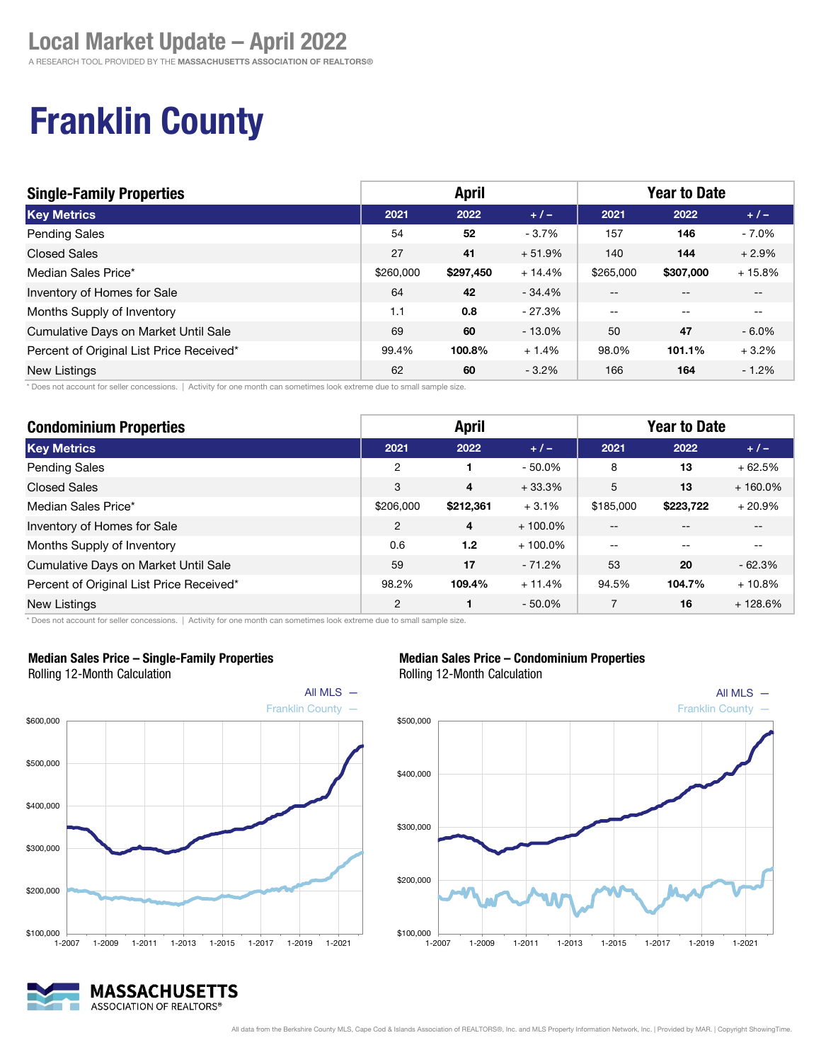# Local Market Update – April 2022

A RESEARCH TOOL PROVIDED BY THE **MASSACHUSETTS ASSOCIATION OF REALTORS®**

# Franklin County

| Single-Family Properties | April | | | Year to Date | | |
|---|---|---|---|---|---|---|
| **Key Metrics** | **2021** | **2022** | **+ / –** | **2021** | **2022** | **+ / –** |
| Pending Sales | 54 | **52** | - 3.7% | 157 | **146** | - 7.0% |
| Closed Sales | 27 | **41** | + 51.9% | 140 | **144** | + 2.9% |
| Median Sales Price* | $260,000 | **$297,450** | + 14.4% | $265,000 | **$307,000** | + 15.8% |
| Inventory of Homes for Sale | 64 | **42** | - 34.4% | -- | -- | -- |
| Months Supply of Inventory | 1.1 | **0.8** | - 27.3% | -- | -- | -- |
| Cumulative Days on Market Until Sale | 69 | **60** | - 13.0% | 50 | **47** | - 6.0% |
| Percent of Original List Price Received* | 99.4% | **100.8%** | + 1.4% | 98.0% | **101.1%** | + 3.2% |
| New Listings | 62 | **60** | - 3.2% | 166 | **164** | - 1.2% |

* Does not account for seller concessions. | Activity for one month can sometimes look extreme due to small sample size.

| Condominium Properties | April | | | Year to Date | | |
|---|---|---|---|---|---|---|
| **Key Metrics** | **2021** | **2022** | **+ / –** | **2021** | **2022** | **+ / –** |
| Pending Sales | 2 | **1** | - 50.0% | 8 | **13** | + 62.5% |
| Closed Sales | 3 | **4** | + 33.3% | 5 | **13** | + 160.0% |
| Median Sales Price* | $206,000 | **$212,361** | + 3.1% | $185,000 | **$223,722** | + 20.9% |
| Inventory of Homes for Sale | 2 | **4** | + 100.0% | -- | -- | -- |
| Months Supply of Inventory | 0.6 | **1.2** | + 100.0% | -- | -- | -- |
| Cumulative Days on Market Until Sale | 59 | **17** | - 71.2% | 53 | **20** | - 62.3% |
| Percent of Original List Price Received* | 98.2% | **109.4%** | + 11.4% | 94.5% | **104.7%** | + 10.8% |
| New Listings | 2 | **1** | - 50.0% | 7 | **16** | + 128.6% |

* Does not account for seller concessions. | Activity for one month can sometimes look extreme due to small sample size.

**Median Sales Price – Single-Family Properties**
Rolling 12-Month Calculation

All MLS
Franklin County

$600,000
$500,000
$400,000
$300,000
$200,000
$100,000
1-2007 1-2009 1-2011 1-2013 1-2015 1-2017 1-2019 1-2021

**Median Sales Price – Condominium Properties**
Rolling 12-Month Calculation

All MLS
Franklin County

$500,000
$400,000
$300,000
$200,000
$100,000
1-2007 1-2009 1-2011 1-2013 1-2015 1-2017 1-2019 1-2021

MASSACHUSETTS ASSOCIATION OF REALTORS®

All data from the Berkshire County MLS, Cape Cod & Islands Association of REALTORS®, Inc. and MLS Property Information Network, Inc. | Provided by MAR. | Copyright ShowingTime.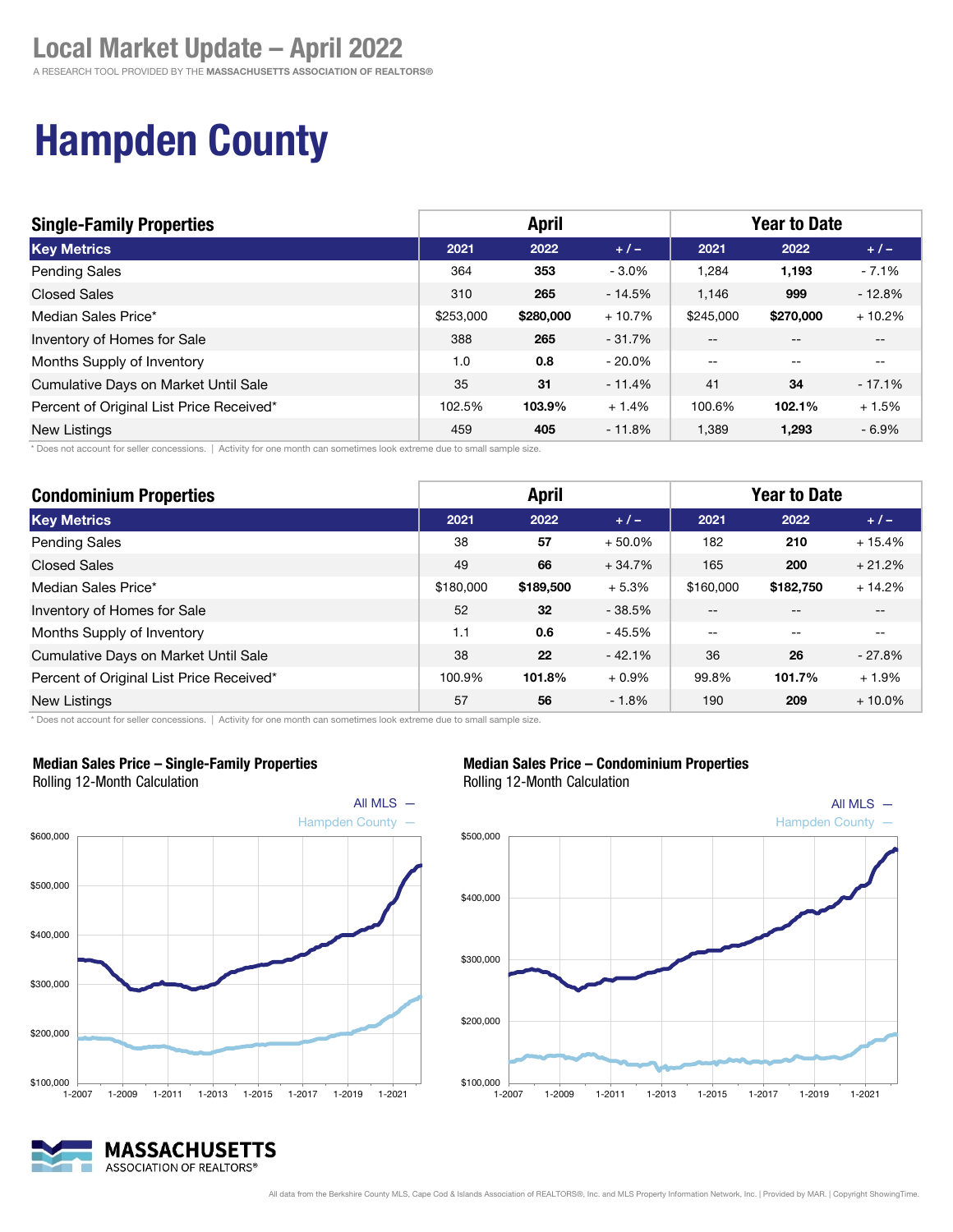# Local Market Update – April 2022

A RESEARCH TOOL PROVIDED BY THE **MASSACHUSETTS ASSOCIATION OF REALTORS®**

# Hampden County

| Single-Family Properties | April | | | Year to Date | | |
|---|---|---|---|---|---|---|
| **Key Metrics** | **2021** | **2022** | **+ / –** | **2021** | **2022** | **+ / –** |
| Pending Sales | 364 | **353** | - 3.0% | 1,284 | **1,193** | - 7.1% |
| Closed Sales | 310 | **265** | - 14.5% | 1,146 | **999** | - 12.8% |
| Median Sales Price* | $253,000 | **$280,000** | + 10.7% | $245,000 | **$270,000** | + 10.2% |
| Inventory of Homes for Sale | 388 | **265** | - 31.7% | -- | -- | -- |
| Months Supply of Inventory | 1.0 | **0.8** | - 20.0% | -- | -- | -- |
| Cumulative Days on Market Until Sale | 35 | **31** | - 11.4% | 41 | **34** | - 17.1% |
| Percent of Original List Price Received* | 102.5% | **103.9%** | + 1.4% | 100.6% | **102.1%** | + 1.5% |
| New Listings | 459 | **405** | - 11.8% | 1,389 | **1,293** | - 6.9% |

* Does not account for seller concessions. | Activity for one month can sometimes look extreme due to small sample size.

| Condominium Properties | April | | | Year to Date | | |
|---|---|---|---|---|---|---|
| **Key Metrics** | **2021** | **2022** | **+ / –** | **2021** | **2022** | **+ / –** |
| Pending Sales | 38 | **57** | + 50.0% | 182 | **210** | + 15.4% |
| Closed Sales | 49 | **66** | + 34.7% | 165 | **200** | + 21.2% |
| Median Sales Price* | $180,000 | **$189,500** | + 5.3% | $160,000 | **$182,750** | + 14.2% |
| Inventory of Homes for Sale | 52 | **32** | - 38.5% | -- | -- | -- |
| Months Supply of Inventory | 1.1 | **0.6** | - 45.5% | -- | -- | -- |
| Cumulative Days on Market Until Sale | 38 | **22** | - 42.1% | 36 | **26** | - 27.8% |
| Percent of Original List Price Received* | 100.9% | **101.8%** | + 0.9% | 99.8% | **101.7%** | + 1.9% |
| New Listings | 57 | **56** | - 1.8% | 190 | **209** | + 10.0% |

* Does not account for seller concessions. | Activity for one month can sometimes look extreme due to small sample size.

**Median Sales Price – Single-Family Properties**
Rolling 12-Month Calculation

All MLS —
Hampden County —

$600,000
$500,000
$400,000
$300,000
$200,000
$100,000
1-2007 1-2009 1-2011 1-2013 1-2015 1-2017 1-2019 1-2021

**Median Sales Price – Condominium Properties**
Rolling 12-Month Calculation

All MLS —
Hampden County —

$500,000
$400,000
$300,000
$200,000
$100,000
1-2007 1-2009 1-2011 1-2013 1-2015 1-2017 1-2019 1-2021

MASSACHUSETTS ASSOCIATION OF REALTORS®

All data from the Berkshire County MLS, Cape Cod & Islands Association of REALTORS®, Inc. and MLS Property Information Network, Inc. | Provided by MAR. | Copyright ShowingTime.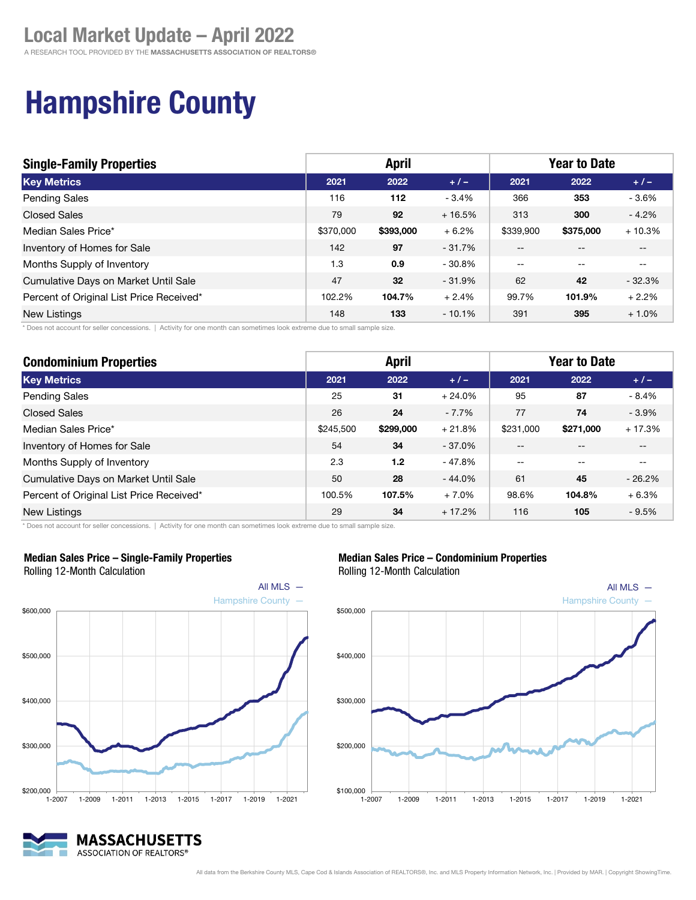# Local Market Update – April 2022

A RESEARCH TOOL PROVIDED BY THE **MASSACHUSETTS ASSOCIATION OF REALTORS®**

# Hampshire County

| Single-Family Properties | April | | | Year to Date | | |
|---|---|---|---|---|---|---|
| **Key Metrics** | **2021** | **2022** | **+ / –** | **2021** | **2022** | **+ / –** |
| Pending Sales | 116 | **112** | - 3.4% | 366 | **353** | - 3.6% |
| Closed Sales | 79 | **92** | + 16.5% | 313 | **300** | - 4.2% |
| Median Sales Price* | $370,000 | **$393,000** | + 6.2% | $339,900 | **$375,000** | + 10.3% |
| Inventory of Homes for Sale | 142 | **97** | - 31.7% | -- | -- | -- |
| Months Supply of Inventory | 1.3 | **0.9** | - 30.8% | -- | -- | -- |
| Cumulative Days on Market Until Sale | 47 | **32** | - 31.9% | 62 | **42** | - 32.3% |
| Percent of Original List Price Received* | 102.2% | **104.7%** | + 2.4% | 99.7% | **101.9%** | + 2.2% |
| New Listings | 148 | **133** | - 10.1% | 391 | **395** | + 1.0% |

* Does not account for seller concessions. | Activity for one month can sometimes look extreme due to small sample size.

| Condominium Properties | April | | | Year to Date | | |
|---|---|---|---|---|---|---|
| **Key Metrics** | **2021** | **2022** | **+ / –** | **2021** | **2022** | **+ / –** |
| Pending Sales | 25 | **31** | + 24.0% | 95 | **87** | - 8.4% |
| Closed Sales | 26 | **24** | - 7.7% | 77 | **74** | - 3.9% |
| Median Sales Price* | $245,500 | **$299,000** | + 21.8% | $231,000 | **$271,000** | + 17.3% |
| Inventory of Homes for Sale | 54 | **34** | - 37.0% | -- | -- | -- |
| Months Supply of Inventory | 2.3 | **1.2** | - 47.8% | -- | -- | -- |
| Cumulative Days on Market Until Sale | 50 | **28** | - 44.0% | 61 | **45** | - 26.2% |
| Percent of Original List Price Received* | 100.5% | **107.5%** | + 7.0% | 98.6% | **104.8%** | + 6.3% |
| New Listings | 29 | **34** | + 17.2% | 116 | **105** | - 9.5% |

* Does not account for seller concessions. | Activity for one month can sometimes look extreme due to small sample size.

**Median Sales Price – Single-Family Properties**
Rolling 12-Month Calculation

All MLS —
Hampshire County —

$600,000
$500,000
$400,000
$300,000
$200,000
1-2007 1-2009 1-2011 1-2013 1-2015 1-2017 1-2019 1-2021

**Median Sales Price – Condominium Properties**
Rolling 12-Month Calculation

All MLS —
Hampshire County —

$500,000
$400,000
$300,000
$200,000
$100,000
1-2007 1-2009 1-2011 1-2013 1-2015 1-2017 1-2019 1-2021

MASSACHUSETTS ASSOCIATION OF REALTORS®

All data from the Berkshire County MLS, Cape Cod & Islands Association of REALTORS®, Inc. and MLS Property Information Network, Inc. | Provided by MAR. | Copyright ShowingTime.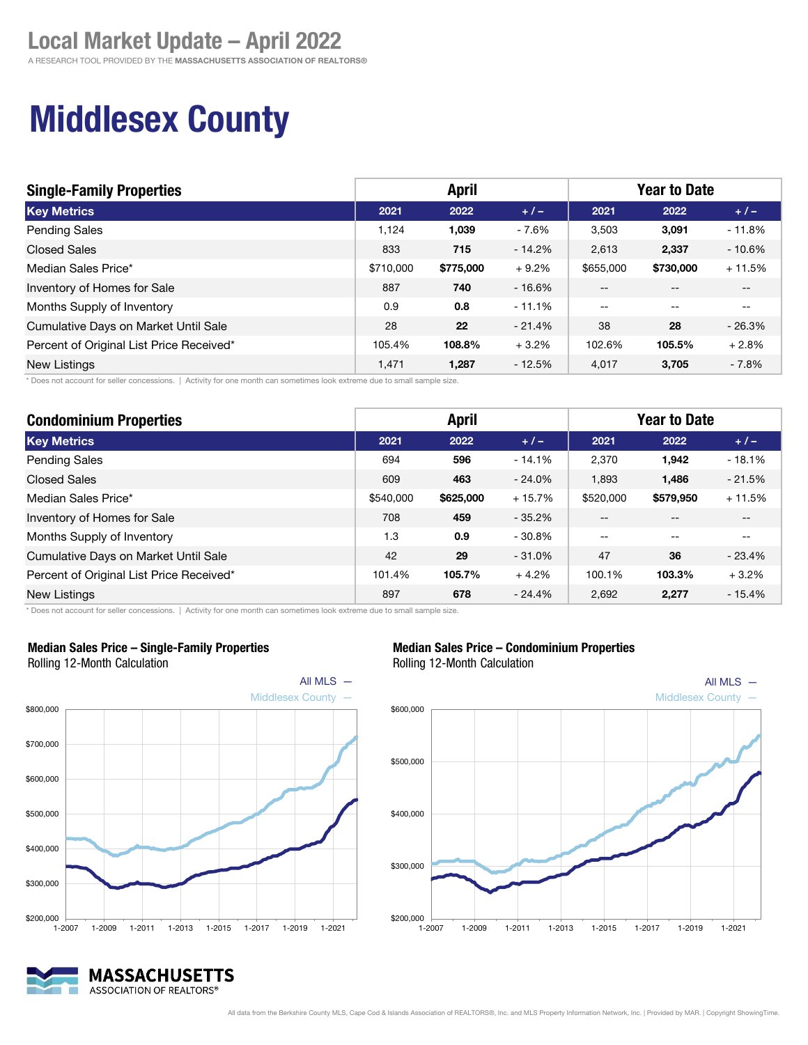# Local Market Update – April 2022

A RESEARCH TOOL PROVIDED BY THE **MASSACHUSETTS ASSOCIATION OF REALTORS®**

# Middlesex County

| Single-Family Properties | April | | | Year to Date | | |
|---|---|---|---|---|---|---|
| **Key Metrics** | **2021** | **2022** | **+ / –** | **2021** | **2022** | **+ / –** |
| Pending Sales | 1,124 | **1,039** | - 7.6% | 3,503 | **3,091** | - 11.8% |
| Closed Sales | 833 | **715** | - 14.2% | 2,613 | **2,337** | - 10.6% |
| Median Sales Price* | $710,000 | **$775,000** | + 9.2% | $655,000 | **$730,000** | + 11.5% |
| Inventory of Homes for Sale | 887 | **740** | - 16.6% | -- | -- | -- |
| Months Supply of Inventory | 0.9 | **0.8** | - 11.1% | -- | -- | -- |
| Cumulative Days on Market Until Sale | 28 | **22** | - 21.4% | 38 | **28** | - 26.3% |
| Percent of Original List Price Received* | 105.4% | **108.8%** | + 3.2% | 102.6% | **105.5%** | + 2.8% |
| New Listings | 1,471 | **1,287** | - 12.5% | 4,017 | **3,705** | - 7.8% |

\* Does not account for seller concessions. | Activity for one month can sometimes look extreme due to small sample size.

| Condominium Properties | April | | | Year to Date | | |
|---|---|---|---|---|---|---|
| **Key Metrics** | **2021** | **2022** | **+ / –** | **2021** | **2022** | **+ / –** |
| Pending Sales | 694 | **596** | - 14.1% | 2,370 | **1,942** | - 18.1% |
| Closed Sales | 609 | **463** | - 24.0% | 1,893 | **1,486** | - 21.5% |
| Median Sales Price* | $540,000 | **$625,000** | + 15.7% | $520,000 | **$579,950** | + 11.5% |
| Inventory of Homes for Sale | 708 | **459** | - 35.2% | -- | -- | -- |
| Months Supply of Inventory | 1.3 | **0.9** | - 30.8% | -- | -- | -- |
| Cumulative Days on Market Until Sale | 42 | **29** | - 31.0% | 47 | **36** | - 23.4% |
| Percent of Original List Price Received* | 101.4% | **105.7%** | + 4.2% | 100.1% | **103.3%** | + 3.2% |
| New Listings | 897 | **678** | - 24.4% | 2,692 | **2,277** | - 15.4% |

\* Does not account for seller concessions. | Activity for one month can sometimes look extreme due to small sample size.

**Median Sales Price – Single-Family Properties**
Rolling 12-Month Calculation

All MLS —
Middlesex County —

$800,000
$700,000
$600,000
$500,000
$400,000
$300,000
$200,000

1-2007 1-2009 1-2011 1-2013 1-2015 1-2017 1-2019 1-2021

**Median Sales Price – Condominium Properties**
Rolling 12-Month Calculation

All MLS —
Middlesex County —

$600,000
$500,000
$400,000
$300,000
$200,000

1-2007 1-2009 1-2011 1-2013 1-2015 1-2017 1-2019 1-2021

MASSACHUSETTS ASSOCIATION OF REALTORS®

All data from the Berkshire County MLS, Cape Cod & Islands Association of REALTORS®, Inc. and MLS Property Information Network, Inc. | Provided by MAR. | Copyright ShowingTime.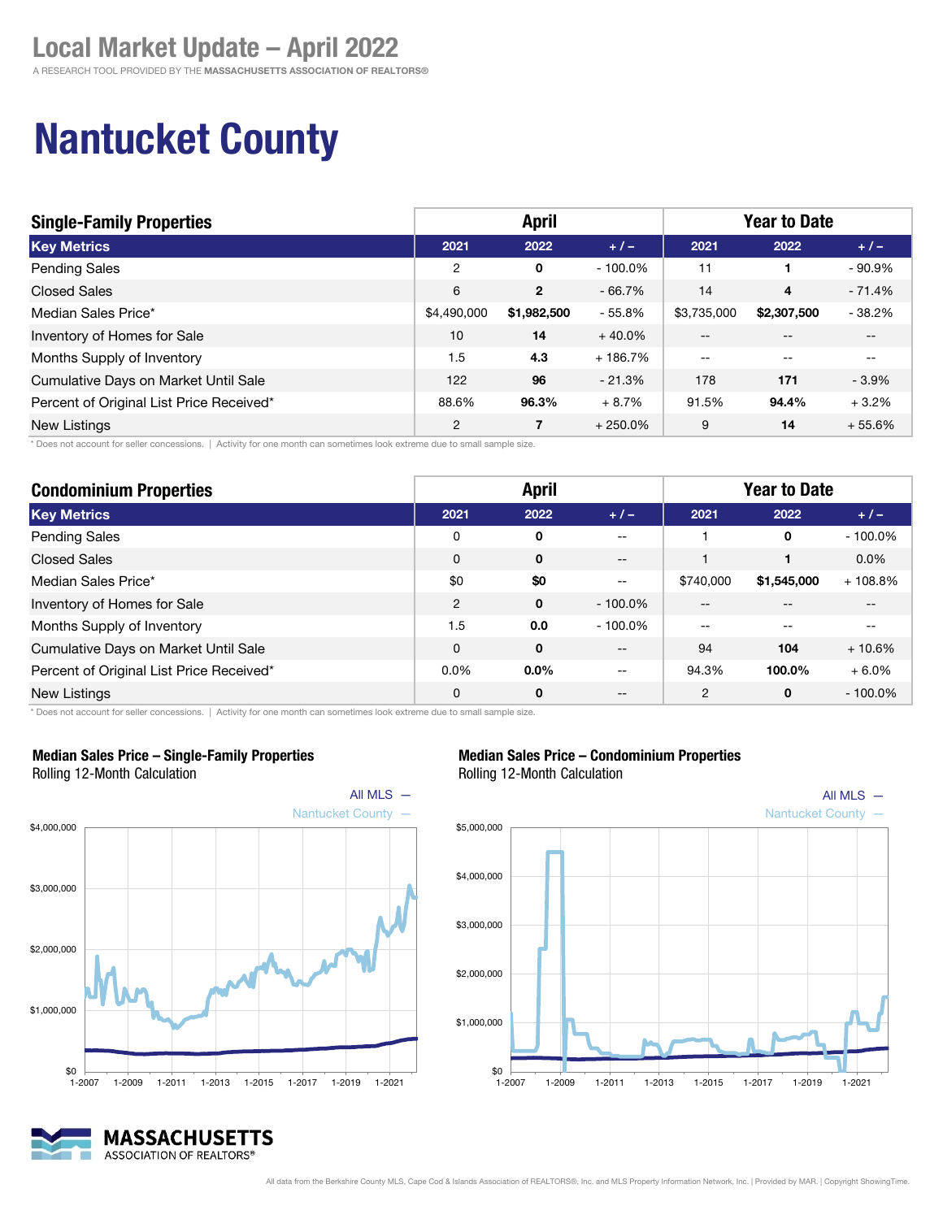# Local Market Update – April 2022

A RESEARCH TOOL PROVIDED BY THE **MASSACHUSETTS ASSOCIATION OF REALTORS®**

# Nantucket County

| Single-Family Properties | April | | | Year to Date | | |
|---|---|---|---|---|---|---|
| **Key Metrics** | **2021** | **2022** | **+ / –** | **2021** | **2022** | **+ / –** |
| Pending Sales | 2 | **0** | - 100.0% | 11 | **1** | - 90.9% |
| Closed Sales | 6 | **2** | - 66.7% | 14 | **4** | - 71.4% |
| Median Sales Price* | $4,490,000 | **$1,982,500** | - 55.8% | $3,735,000 | **$2,307,500** | - 38.2% |
| Inventory of Homes for Sale | 10 | **14** | + 40.0% | -- | -- | -- |
| Months Supply of Inventory | 1.5 | **4.3** | + 186.7% | -- | -- | -- |
| Cumulative Days on Market Until Sale | 122 | **96** | - 21.3% | 178 | **171** | - 3.9% |
| Percent of Original List Price Received* | 88.6% | **96.3%** | + 8.7% | 91.5% | **94.4%** | + 3.2% |
| New Listings | 2 | **7** | + 250.0% | 9 | **14** | + 55.6% |

\* Does not account for seller concessions. | Activity for one month can sometimes look extreme due to small sample size.

| Condominium Properties | April | | | Year to Date | | |
|---|---|---|---|---|---|---|
| **Key Metrics** | **2021** | **2022** | **+ / –** | **2021** | **2022** | **+ / –** |
| Pending Sales | 0 | **0** | -- | 1 | **0** | - 100.0% |
| Closed Sales | 0 | **0** | -- | 1 | **1** | 0.0% |
| Median Sales Price* | $0 | **$0** | -- | $740,000 | **$1,545,000** | + 108.8% |
| Inventory of Homes for Sale | 2 | **0** | - 100.0% | -- | -- | -- |
| Months Supply of Inventory | 1.5 | **0.0** | - 100.0% | -- | -- | -- |
| Cumulative Days on Market Until Sale | 0 | **0** | -- | 94 | **104** | + 10.6% |
| Percent of Original List Price Received* | 0.0% | **0.0%** | -- | 94.3% | **100.0%** | + 6.0% |
| New Listings | 0 | **0** | -- | 2 | **0** | - 100.0% |

\* Does not account for seller concessions. | Activity for one month can sometimes look extreme due to small sample size.

**Median Sales Price – Single-Family Properties**
Rolling 12-Month Calculation

All MLS —
Nantucket County —

$4,000,000
$3,000,000
$2,000,000
$1,000,000
$0

1-2007 1-2009 1-2011 1-2013 1-2015 1-2017 1-2019 1-2021

**Median Sales Price – Condominium Properties**
Rolling 12-Month Calculation

All MLS —
Nantucket County —

$5,000,000
$4,000,000
$3,000,000
$2,000,000
$1,000,000
$0

1-2007 1-2009 1-2011 1-2013 1-2015 1-2017 1-2019 1-2021

MASSACHUSETTS ASSOCIATION OF REALTORS®

All data from the Berkshire County MLS, Cape Cod & Islands Association of REALTORS®, Inc. and MLS Property Information Network, Inc. | Provided by MAR. | Copyright ShowingTime.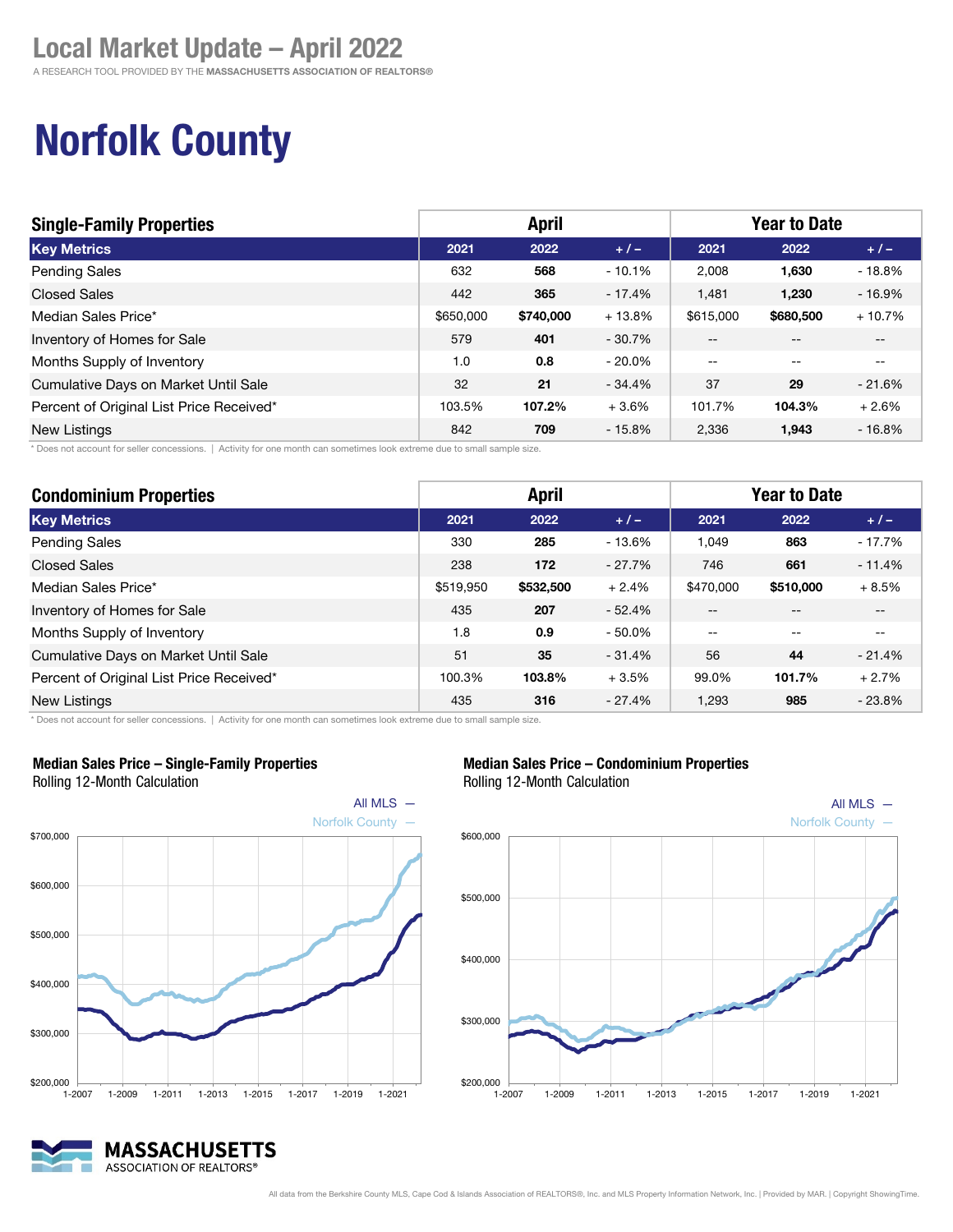# Local Market Update – April 2022

A RESEARCH TOOL PROVIDED BY THE **MASSACHUSETTS ASSOCIATION OF REALTORS®**

# Norfolk County

| Single-Family Properties | April | | | Year to Date | | |
|---|---|---|---|---|---|---|
| **Key Metrics** | **2021** | **2022** | **+ / –** | **2021** | **2022** | **+ / –** |
| Pending Sales | 632 | **568** | - 10.1% | 2,008 | **1,630** | - 18.8% |
| Closed Sales | 442 | **365** | - 17.4% | 1,481 | **1,230** | - 16.9% |
| Median Sales Price* | $650,000 | **$740,000** | + 13.8% | $615,000 | **$680,500** | + 10.7% |
| Inventory of Homes for Sale | 579 | **401** | - 30.7% | -- | -- | -- |
| Months Supply of Inventory | 1.0 | **0.8** | - 20.0% | -- | -- | -- |
| Cumulative Days on Market Until Sale | 32 | **21** | - 34.4% | 37 | **29** | - 21.6% |
| Percent of Original List Price Received* | 103.5% | **107.2%** | + 3.6% | 101.7% | **104.3%** | + 2.6% |
| New Listings | 842 | **709** | - 15.8% | 2,336 | **1,943** | - 16.8% |

\* Does not account for seller concessions. | Activity for one month can sometimes look extreme due to small sample size.

| Condominium Properties | April | | | Year to Date | | |
|---|---|---|---|---|---|---|
| **Key Metrics** | **2021** | **2022** | **+ / –** | **2021** | **2022** | **+ / –** |
| Pending Sales | 330 | **285** | - 13.6% | 1,049 | **863** | - 17.7% |
| Closed Sales | 238 | **172** | - 27.7% | 746 | **661** | - 11.4% |
| Median Sales Price* | $519,950 | **$532,500** | + 2.4% | $470,000 | **$510,000** | + 8.5% |
| Inventory of Homes for Sale | 435 | **207** | - 52.4% | -- | -- | -- |
| Months Supply of Inventory | 1.8 | **0.9** | - 50.0% | -- | -- | -- |
| Cumulative Days on Market Until Sale | 51 | **35** | - 31.4% | 56 | **44** | - 21.4% |
| Percent of Original List Price Received* | 100.3% | **103.8%** | + 3.5% | 99.0% | **101.7%** | + 2.7% |
| New Listings | 435 | **316** | - 27.4% | 1,293 | **985** | - 23.8% |

\* Does not account for seller concessions. | Activity for one month can sometimes look extreme due to small sample size.

**Median Sales Price – Single-Family Properties**
Rolling 12-Month Calculation

All MLS —
Norfolk County —

$700,000
$600,000
$500,000
$400,000
$300,000
$200,000
1-2007 1-2009 1-2011 1-2013 1-2015 1-2017 1-2019 1-2021

**Median Sales Price – Condominium Properties**
Rolling 12-Month Calculation

All MLS —
Norfolk County —

$600,000
$500,000
$400,000
$300,000
$200,000
1-2007 1-2009 1-2011 1-2013 1-2015 1-2017 1-2019 1-2021

MASSACHUSETTS ASSOCIATION OF REALTORS®

All data from the Berkshire County MLS, Cape Cod & Islands Association of REALTORS®, Inc. and MLS Property Information Network, Inc. | Provided by MAR. | Copyright ShowingTime.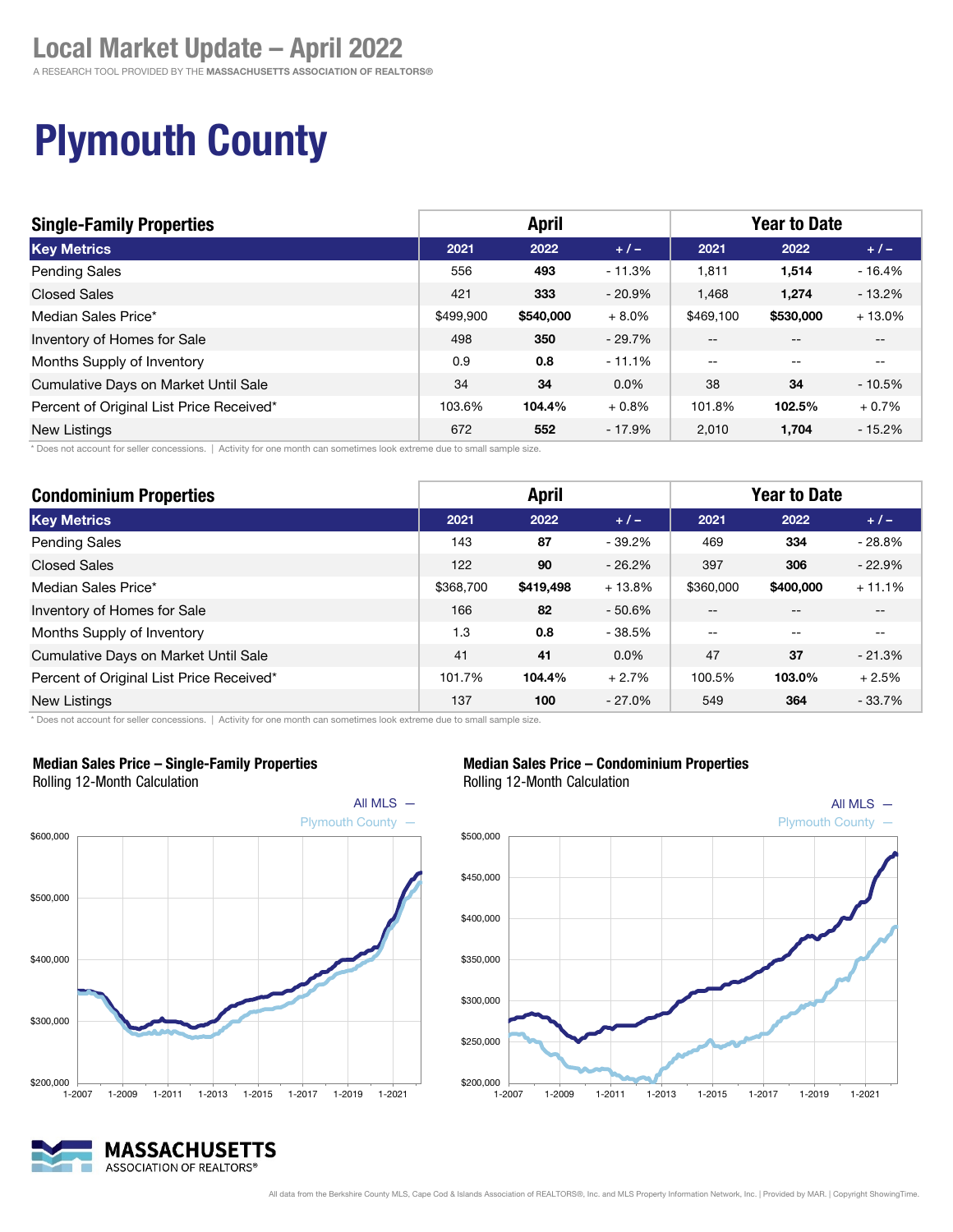# Local Market Update – April 2022

A RESEARCH TOOL PROVIDED BY THE **MASSACHUSETTS ASSOCIATION OF REALTORS®**

# Plymouth County

| Single-Family Properties | April | | | Year to Date | | |
|---|---|---|---|---|---|---|
| **Key Metrics** | **2021** | **2022** | **+ / –** | **2021** | **2022** | **+ / –** |
| Pending Sales | 556 | **493** | - 11.3% | 1,811 | **1,514** | - 16.4% |
| Closed Sales | 421 | **333** | - 20.9% | 1,468 | **1,274** | - 13.2% |
| Median Sales Price* | $499,900 | **$540,000** | + 8.0% | $469,100 | **$530,000** | + 13.0% |
| Inventory of Homes for Sale | 498 | **350** | - 29.7% | -- | -- | -- |
| Months Supply of Inventory | 0.9 | **0.8** | - 11.1% | -- | -- | -- |
| Cumulative Days on Market Until Sale | 34 | **34** | 0.0% | 38 | **34** | - 10.5% |
| Percent of Original List Price Received* | 103.6% | **104.4%** | + 0.8% | 101.8% | **102.5%** | + 0.7% |
| New Listings | 672 | **552** | - 17.9% | 2,010 | **1,704** | - 15.2% |

* Does not account for seller concessions. | Activity for one month can sometimes look extreme due to small sample size.

| Condominium Properties | April | | | Year to Date | | |
|---|---|---|---|---|---|---|
| **Key Metrics** | **2021** | **2022** | **+ / –** | **2021** | **2022** | **+ / –** |
| Pending Sales | 143 | **87** | - 39.2% | 469 | **334** | - 28.8% |
| Closed Sales | 122 | **90** | - 26.2% | 397 | **306** | - 22.9% |
| Median Sales Price* | $368,700 | **$419,498** | + 13.8% | $360,000 | **$400,000** | + 11.1% |
| Inventory of Homes for Sale | 166 | **82** | - 50.6% | -- | -- | -- |
| Months Supply of Inventory | 1.3 | **0.8** | - 38.5% | -- | -- | -- |
| Cumulative Days on Market Until Sale | 41 | **41** | 0.0% | 47 | **37** | - 21.3% |
| Percent of Original List Price Received* | 101.7% | **104.4%** | + 2.7% | 100.5% | **103.0%** | + 2.5% |
| New Listings | 137 | **100** | - 27.0% | 549 | **364** | - 33.7% |

* Does not account for seller concessions. | Activity for one month can sometimes look extreme due to small sample size.

**Median Sales Price – Single-Family Properties**
Rolling 12-Month Calculation

All MLS —
Plymouth County —

$600,000
$500,000
$400,000
$300,000
$200,000
1-2007 1-2009 1-2011 1-2013 1-2015 1-2017 1-2019 1-2021

**Median Sales Price – Condominium Properties**
Rolling 12-Month Calculation

All MLS —
Plymouth County —

$500,000
$450,000
$400,000
$350,000
$300,000
$250,000
$200,000
1-2007 1-2009 1-2011 1-2013 1-2015 1-2017 1-2019 1-2021

MASSACHUSETTS ASSOCIATION OF REALTORS®

All data from the Berkshire County MLS, Cape Cod & Islands Association of REALTORS®, Inc. and MLS Property Information Network, Inc. | Provided by MAR. | Copyright ShowingTime.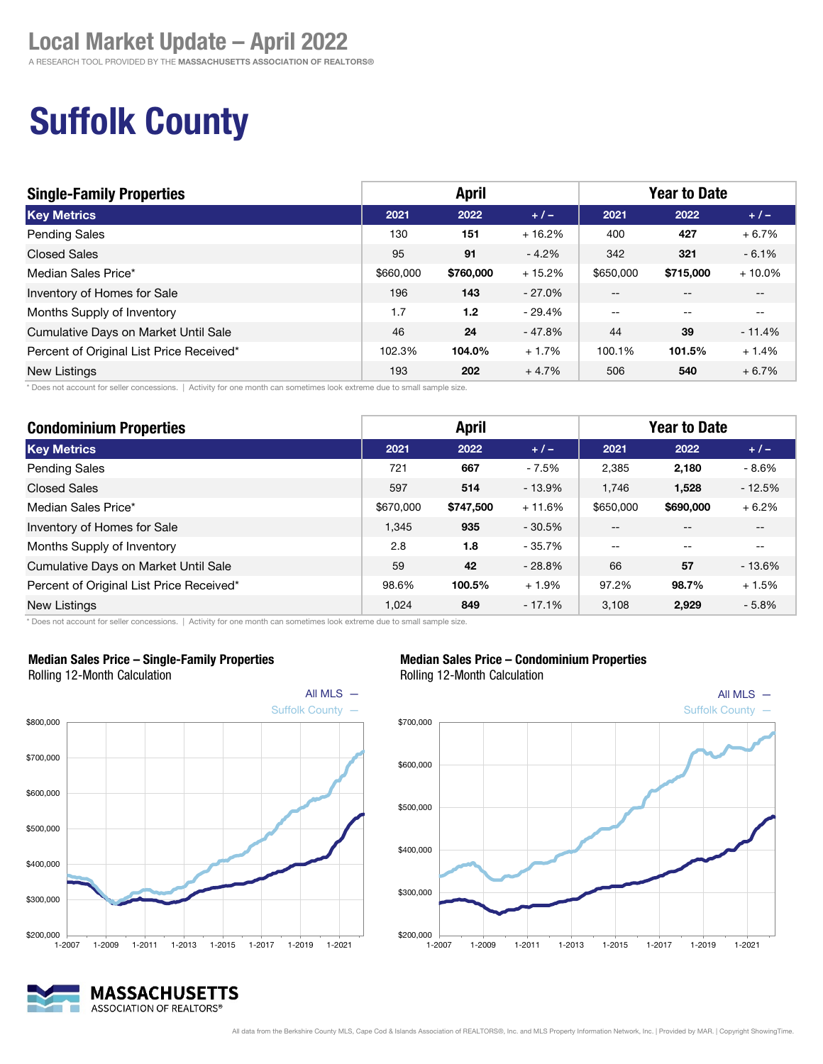# Local Market Update – April 2022

A RESEARCH TOOL PROVIDED BY THE **MASSACHUSETTS ASSOCIATION OF REALTORS®**

# Suffolk County

| Single-Family Properties | April | | | Year to Date | | |
|---|---|---|---|---|---|---|
| **Key Metrics** | **2021** | **2022** | **+ / –** | **2021** | **2022** | **+ / –** |
| Pending Sales | 130 | **151** | + 16.2% | 400 | **427** | + 6.7% |
| Closed Sales | 95 | **91** | - 4.2% | 342 | **321** | - 6.1% |
| Median Sales Price* | $660,000 | **$760,000** | + 15.2% | $650,000 | **$715,000** | + 10.0% |
| Inventory of Homes for Sale | 196 | **143** | - 27.0% | -- | -- | -- |
| Months Supply of Inventory | 1.7 | **1.2** | - 29.4% | -- | -- | -- |
| Cumulative Days on Market Until Sale | 46 | **24** | - 47.8% | 44 | **39** | - 11.4% |
| Percent of Original List Price Received* | 102.3% | **104.0%** | + 1.7% | 100.1% | **101.5%** | + 1.4% |
| New Listings | 193 | **202** | + 4.7% | 506 | **540** | + 6.7% |

* Does not account for seller concessions. | Activity for one month can sometimes look extreme due to small sample size.

| Condominium Properties | April | | | Year to Date | | |
|---|---|---|---|---|---|---|
| **Key Metrics** | **2021** | **2022** | **+ / –** | **2021** | **2022** | **+ / –** |
| Pending Sales | 721 | **667** | - 7.5% | 2,385 | **2,180** | - 8.6% |
| Closed Sales | 597 | **514** | - 13.9% | 1,746 | **1,528** | - 12.5% |
| Median Sales Price* | $670,000 | **$747,500** | + 11.6% | $650,000 | **$690,000** | + 6.2% |
| Inventory of Homes for Sale | 1,345 | **935** | - 30.5% | -- | -- | -- |
| Months Supply of Inventory | 2.8 | **1.8** | - 35.7% | -- | -- | -- |
| Cumulative Days on Market Until Sale | 59 | **42** | - 28.8% | 66 | **57** | - 13.6% |
| Percent of Original List Price Received* | 98.6% | **100.5%** | + 1.9% | 97.2% | **98.7%** | + 1.5% |
| New Listings | 1,024 | **849** | - 17.1% | 3,108 | **2,929** | - 5.8% |

* Does not account for seller concessions. | Activity for one month can sometimes look extreme due to small sample size.

**Median Sales Price – Single-Family Properties**
Rolling 12-Month Calculation

All MLS —
Suffolk County —

$800,000
$700,000
$600,000
$500,000
$400,000
$300,000
$200,000
1-2007 1-2009 1-2011 1-2013 1-2015 1-2017 1-2019 1-2021

**Median Sales Price – Condominium Properties**
Rolling 12-Month Calculation

All MLS —
Suffolk County —

$700,000
$600,000
$500,000
$400,000
$300,000
$200,000
1-2007 1-2009 1-2011 1-2013 1-2015 1-2017 1-2019 1-2021

MASSACHUSETTS ASSOCIATION OF REALTORS®

All data from the Berkshire County MLS, Cape Cod & Islands Association of REALTORS®, Inc. and MLS Property Information Network, Inc. | Provided by MAR. | Copyright ShowingTime.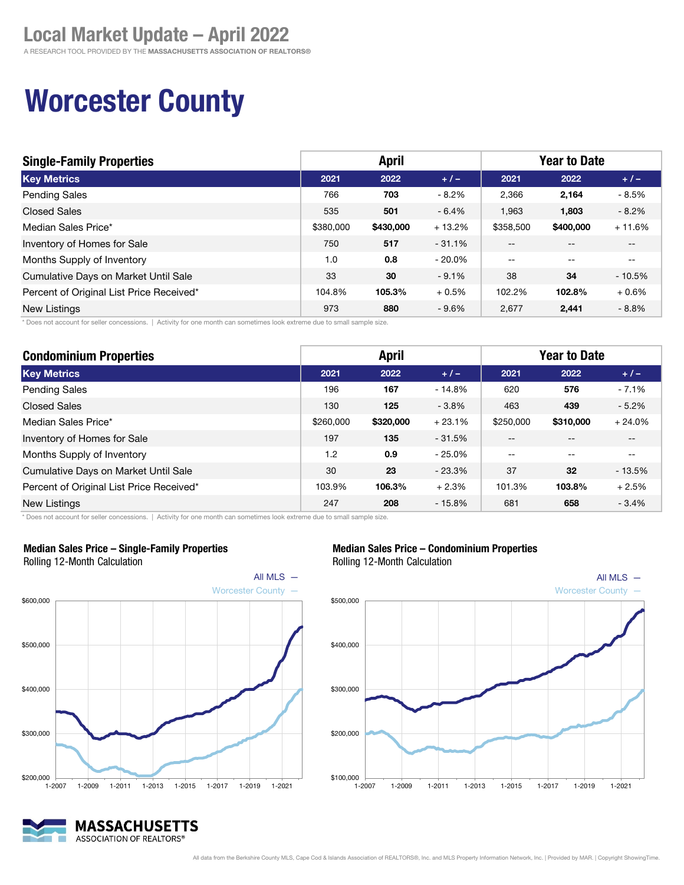# Local Market Update – April 2022

A RESEARCH TOOL PROVIDED BY THE **MASSACHUSETTS ASSOCIATION OF REALTORS®**

# Worcester County

| Single-Family Properties | April | | | Year to Date | | |
|---|---|---|---|---|---|---|
| **Key Metrics** | **2021** | **2022** | **+ / –** | **2021** | **2022** | **+ / –** |
| Pending Sales | 766 | **703** | - 8.2% | 2,366 | **2,164** | - 8.5% |
| Closed Sales | 535 | **501** | - 6.4% | 1,963 | **1,803** | - 8.2% |
| Median Sales Price* | $380,000 | **$430,000** | + 13.2% | $358,500 | **$400,000** | + 11.6% |
| Inventory of Homes for Sale | 750 | **517** | - 31.1% | -- | -- | -- |
| Months Supply of Inventory | 1.0 | **0.8** | - 20.0% | -- | -- | -- |
| Cumulative Days on Market Until Sale | 33 | **30** | - 9.1% | 38 | **34** | - 10.5% |
| Percent of Original List Price Received* | 104.8% | **105.3%** | + 0.5% | 102.2% | **102.8%** | + 0.6% |
| New Listings | 973 | **880** | - 9.6% | 2,677 | **2,441** | - 8.8% |

\* Does not account for seller concessions. | Activity for one month can sometimes look extreme due to small sample size.

| Condominium Properties | April | | | Year to Date | | |
|---|---|---|---|---|---|---|
| **Key Metrics** | **2021** | **2022** | **+ / –** | **2021** | **2022** | **+ / –** |
| Pending Sales | 196 | **167** | - 14.8% | 620 | **576** | - 7.1% |
| Closed Sales | 130 | **125** | - 3.8% | 463 | **439** | - 5.2% |
| Median Sales Price* | $260,000 | **$320,000** | + 23.1% | $250,000 | **$310,000** | + 24.0% |
| Inventory of Homes for Sale | 197 | **135** | - 31.5% | -- | -- | -- |
| Months Supply of Inventory | 1.2 | **0.9** | - 25.0% | -- | -- | -- |
| Cumulative Days on Market Until Sale | 30 | **23** | - 23.3% | 37 | **32** | - 13.5% |
| Percent of Original List Price Received* | 103.9% | **106.3%** | + 2.3% | 101.3% | **103.8%** | + 2.5% |
| New Listings | 247 | **208** | - 15.8% | 681 | **658** | - 3.4% |

\* Does not account for seller concessions. | Activity for one month can sometimes look extreme due to small sample size.

**Median Sales Price – Single-Family Properties**
Rolling 12-Month Calculation

All MLS
Worcester County

$600,000
$500,000
$400,000
$300,000
$200,000
1-2007 1-2009 1-2011 1-2013 1-2015 1-2017 1-2019 1-2021

**Median Sales Price – Condominium Properties**
Rolling 12-Month Calculation

All MLS
Worcester County

$500,000
$400,000
$300,000
$200,000
$100,000
1-2007 1-2009 1-2011 1-2013 1-2015 1-2017 1-2019 1-2021

MASSACHUSETTS ASSOCIATION OF REALTORS®

All data from the Berkshire County MLS, Cape Cod & Islands Association of REALTORS®, Inc. and MLS Property Information Network, Inc. | Provided by MAR. | Copyright ShowingTime.